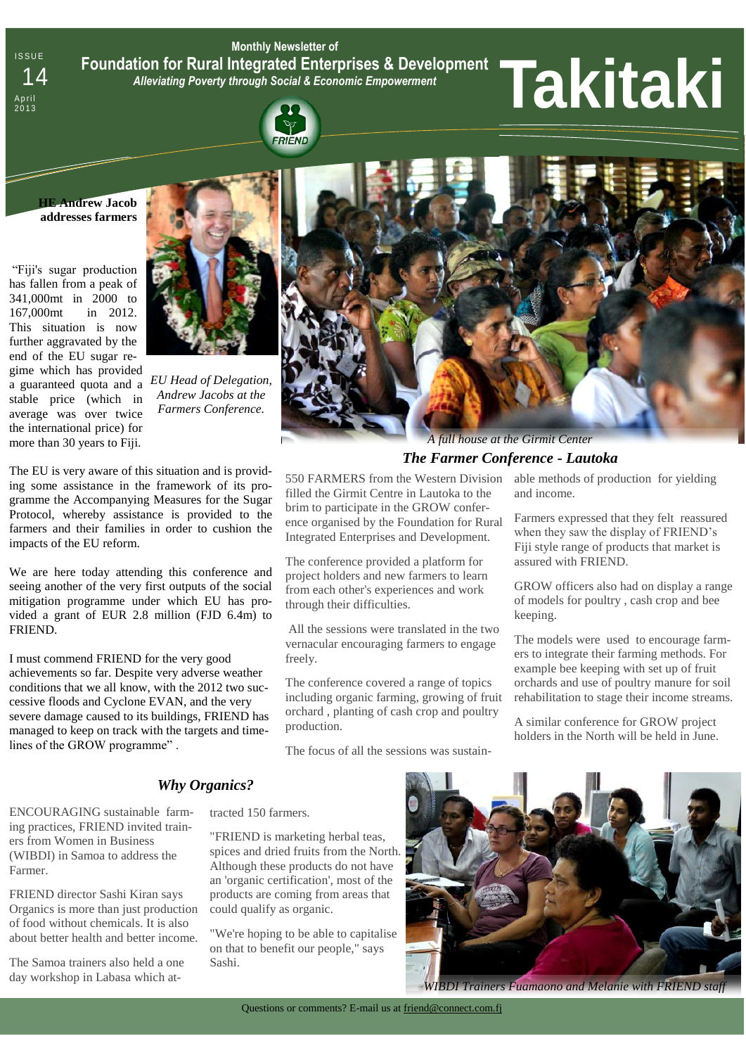ISSUE 14 April 2013

Monthly Newsletter of

**Foundation for Rural Integrated Enterprises & Development**

*Alleviating Poverty through Social & Economic Empowerment*

# Takitaki

FRIEND

## HE Andrew Jacob addresses farmers

*EU Head of Delegation, Andrew Jacobs at the Farmers Conference.*

"Fiji's sugar production has fallen from a peak of 341,000mt in 2000 to 167,000mt in 2012. This situation is now further aggravated by the end of the EU sugar regime which has provided a guaranteed quota and a stable price (which in average was over twice the international price) for more than 30 years to Fiji.

The EU is very aware of this situation and is providing some assistance in the framework of its programme the Accompanying Measures for the Sugar Protocol, whereby assistance is provided to the farmers and their families in order to cushion the impacts of the EU reform.

We are here today attending this conference and seeing another of the very first outputs of the social mitigation programme under which EU has provided a grant of EUR 2.8 million (FJD 6.4m) to FRIEND.

I must commend FRIEND for the very good achievements so far. Despite very adverse weather conditions that we all know, with the 2012 two successive floods and Cyclone EVAN, and the very severe damage caused to its buildings, FRIEND has managed to keep on track with the targets and timelines of the GROW programme".

*A full house at the Girmit Center*

## *The Farmer Conference - Lautoka*

550 FARMERS from the Western Division filled the Girmit Centre in Lautoka to the brim to participate in the GROW conference organised by the Foundation for Rural Integrated Enterprises and Development.

The conference provided a platform for project holders and new farmers to learn from each other's experiences and work through their difficulties.

All the sessions were translated in the two vernacular encouraging farmers to engage freely.

The conference covered a range of topics including organic farming, growing of fruit orchard , planting of cash crop and poultry production.

The focus of all the sessions was sustainable methods of production for yielding and income.

Farmers expressed that they felt reassured when they saw the display of FRIEND's Fiji style range of products that market is assured with FRIEND.

GROW officers also had on display a range of models for poultry , cash crop and bee keeping.

The models were used to encourage farmers to integrate their farming methods. For example bee keeping with set up of fruit orchards and use of poultry manure for soil rehabilitation to stage their income streams.

A similar conference for GROW project holders in the North will be held in June.

## *Why Organics?*

ENCOURAGING sustainable farming practices, FRIEND invited trainers from Women in Business (WIBDI) in Samoa to address the Farmer.

FRIEND director Sashi Kiran says Organics is more than just production of food without chemicals. It is also about better health and better income.

The Samoa trainers also held a one day workshop in Labasa which attracted 150 farmers.

"FRIEND is marketing herbal teas, spices and dried fruits from the North. Although these products do not have an 'organic certification', most of the products are coming from areas that could qualify as organic.

"We're hoping to be able to capitalise on that to benefit our people," says Sashi.

*WIBDI Trainers Fuamaono and Melanie with FRIEND staff*

Questions or comments? E-mail us at friend@connect.com.fj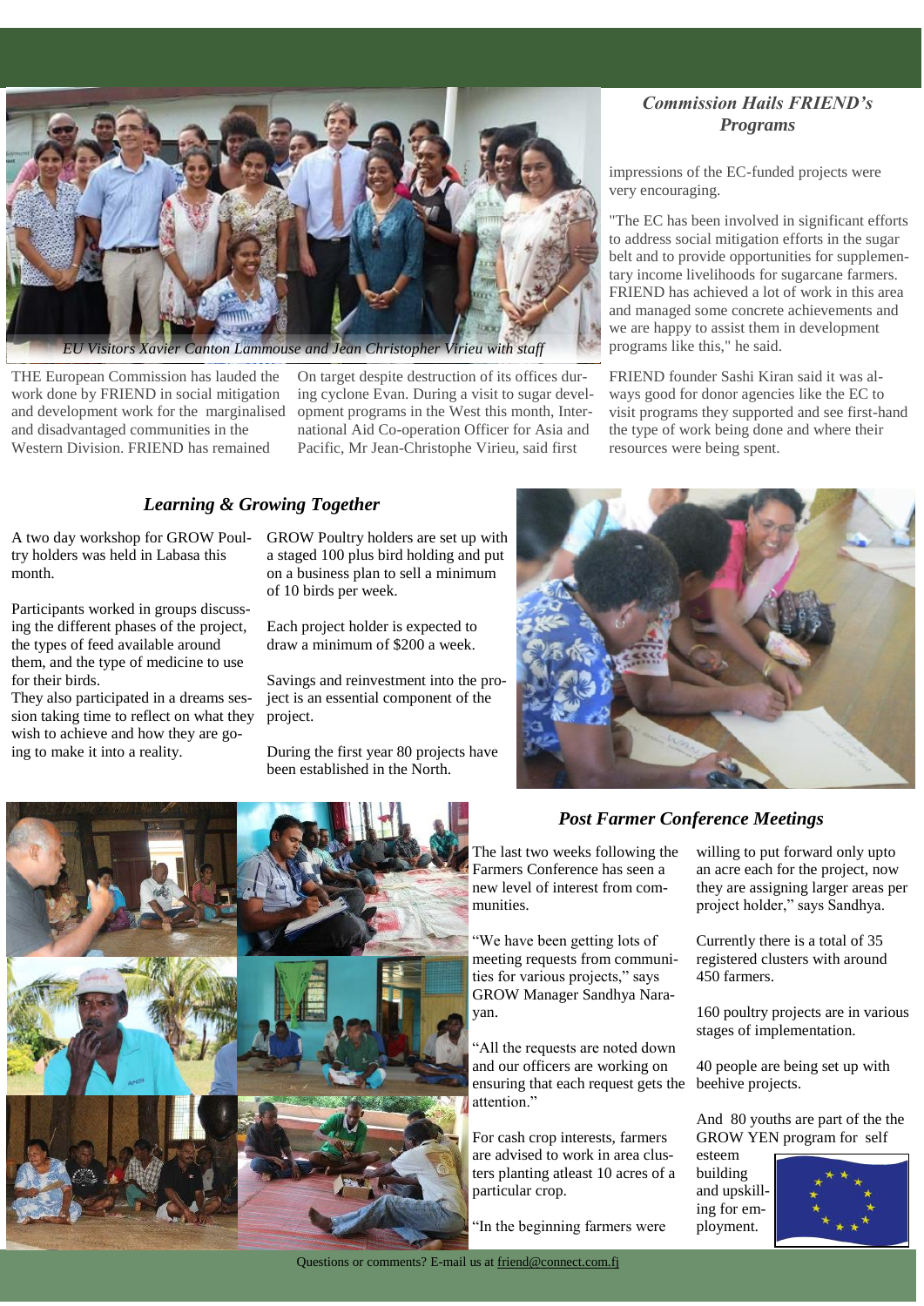EU Visitors Xavier Canton Lammouse and Jean Christopher Virieu with staff

## *Commission Hails FRIEND's Programs*

THE European Commission has lauded the work done by FRIEND in social mitigation and development work for the marginalised and disadvantaged communities in the Western Division. FRIEND has remained on target despite destruction of its offices during cyclone Evan. During a visit to sugar development programs in the West this month, International Aid Co-operation Officer for Asia and Pacific, Mr Jean-Christophe Virieu, said first impressions of the EC-funded projects were very encouraging.

"The EC has been involved in significant efforts to address social mitigation efforts in the sugar belt and to provide opportunities for supplementary income livelihoods for sugarcane farmers. FRIEND has achieved a lot of work in this area and managed some concrete achievements and we are happy to assist them in development programs like this," he said.

FRIEND founder Sashi Kiran said it was always good for donor agencies like the EC to visit programs they supported and see first-hand the type of work being done and where their resources were being spent.

## *Learning & Growing Together*

A two day workshop for GROW Poultry holders was held in Labasa this month.

Participants worked in groups discussing the different phases of the project, the types of feed available around them, and the type of medicine to use for their birds.

They also participated in a dreams session taking time to reflect on what they wish to achieve and how they are going to make it into a reality.

GROW Poultry holders are set up with a staged 100 plus bird holding and put on a business plan to sell a minimum of 10 birds per week.

Each project holder is expected to draw a minimum of $200 a week.

Savings and reinvestment into the project is an essential component of the project.

During the first year 80 projects have been established in the North.

## *Post Farmer Conference Meetings*

The last two weeks following the Farmers Conference has seen a new level of interest from communities.

"We have been getting lots of meeting requests from communities for various projects," says GROW Manager Sandhya Narayan.

"All the requests are noted down and our officers are working on ensuring that each request gets the attention."

For cash crop interests, farmers are advised to work in area clusters planting atleast 10 acres of a particular crop.

"In the beginning farmers were willing to put forward only upto an acre each for the project, now they are assigning larger areas per project holder," says Sandhya.

Currently there is a total of 35 registered clusters with around 450 farmers.

160 poultry projects are in various stages of implementation.

40 people are being set up with beehive projects.

And 80 youths are part of the the GROW YEN program for self esteem building and upskilling for employment.

Questions or comments? E-mail us at friend@connect.com.fj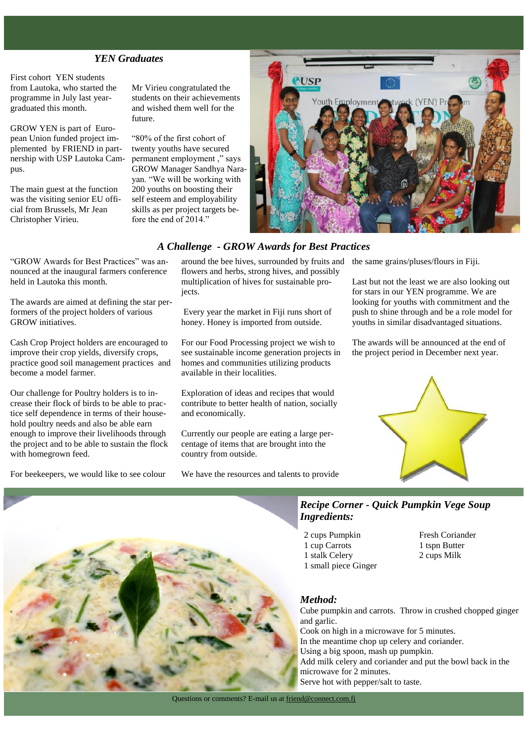## *YEN Graduates*

First cohort YEN students from Lautoka, who started the programme in July last year- graduated this month.

GROW YEN is part of European Union funded project implemented by FRIEND in partnership with USP Lautoka Campus.

The main guest at the function was the visiting senior EU official from Brussels, Mr Jean Christopher Virieu.

Mr Virieu congratulated the students on their achievements and wished them well for the future.

"80% of the first cohort of twenty youths have secured permanent employment ," says GROW Manager Sandhya Narayan. "We will be working with 200 youths on boosting their self esteem and employability skills as per project targets before the end of 2014."

## *A Challenge - GROW Awards for Best Practices*

"GROW Awards for Best Practices" was announced at the inaugural farmers conference held in Lautoka this month.

The awards are aimed at defining the star performers of the project holders of various GROW initiatives.

Cash Crop Project holders are encouraged to improve their crop yields, diversify crops, practice good soil management practices and become a model farmer.

Our challenge for Poultry holders is to increase their flock of birds to be able to practice self dependence in terms of their household poultry needs and also be able earn enough to improve their livelihoods through the project and to be able to sustain the flock with homegrown feed.

For beekeepers, we would like to see colour around the bee hives, surrounded by fruits and flowers and herbs, strong hives, and possibly multiplication of hives for sustainable projects.

Every year the market in Fiji runs short of honey. Honey is imported from outside.

For our Food Processing project we wish to see sustainable income generation projects in homes and communities utilizing products available in their localities.

Exploration of ideas and recipes that would contribute to better health of nation, socially and economically.

Currently our people are eating a large percentage of items that are brought into the country from outside.

We have the resources and talents to provide the same grains/pluses/flours in Fiji.

Last but not the least we are also looking out for stars in our YEN programme. We are looking for youths with commitment and the push to shine through and be a role model for youths in similar disadvantaged situations.

The awards will be announced at the end of the project period in December next year.

## *Recipe Corner - Quick Pumpkin Vege Soup*

### *Ingredients:*

- 2 cups Pumpkin
- 1 cup Carrots
- 1 stalk Celery
- 1 small piece Ginger
- Fresh Coriander
- 1 tspn Butter
- 2 cups Milk

### *Method:*

Cube pumpkin and carrots. Throw in crushed chopped ginger and garlic.
Cook on high in a microwave for 5 minutes.
In the meantime chop up celery and coriander.
Using a big spoon, mash up pumpkin.
Add milk celery and coriander and put the bowl back in the microwave for 2 minutes.
Serve hot with pepper/salt to taste.

Questions or comments? E-mail us at friend@connect.com.fj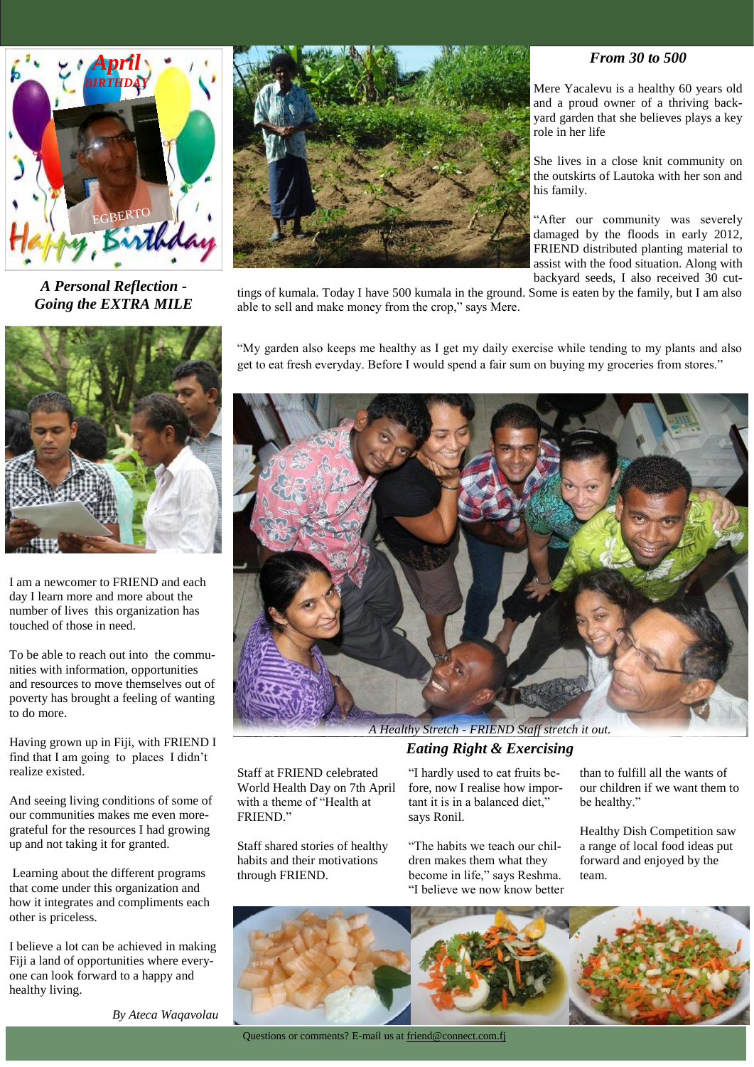April BIRTHDAY

EGBERTO

Happy Birthday

## A Personal Reflection - Going the EXTRA MILE

I am a newcomer to FRIEND and each day I learn more and more about the number of lives this organization has touched of those in need.

To be able to reach out into the communities with information, opportunities and resources to move themselves out of poverty has brought a feeling of wanting to do more.

Having grown up in Fiji, with FRIEND I find that I am going to places I didn't realize existed.

And seeing living conditions of some of our communities makes me even more grateful for the resources I had growing up and not taking it for granted.

Learning about the different programs that come under this organization and how it integrates and compliments each other is priceless.

I believe a lot can be achieved in making Fiji a land of opportunities where everyone can look forward to a happy and healthy living.

*By Ateca Waqavolau*

## From 30 to 500

Mere Yacalevu is a healthy 60 years old and a proud owner of a thriving backyard garden that she believes plays a key role in her life

She lives in a close knit community on the outskirts of Lautoka with her son and his family.

"After our community was severely damaged by the floods in early 2012, FRIEND distributed planting material to assist with the food situation. Along with backyard seeds, I also received 30 cuttings of kumala. Today I have 500 kumala in the ground. Some is eaten by the family, but I am also able to sell and make money from the crop," says Mere.

"My garden also keeps me healthy as I get my daily exercise while tending to my plants and also get to eat fresh everyday. Before I would spend a fair sum on buying my groceries from stores."

*A Healthy Stretch - FRIEND Staff stretch it out.*

## Eating Right & Exercising

Staff at FRIEND celebrated World Health Day on 7th April with a theme of "Health at FRIEND."

Staff shared stories of healthy habits and their motivations through FRIEND.

"I hardly used to eat fruits before, now I realise how important it is in a balanced diet," says Ronil.

"The habits we teach our children makes them what they become in life," says Reshma. "I believe we now know better than to fulfill all the wants of our children if we want them to be healthy."

Healthy Dish Competition saw a range of local food ideas put forward and enjoyed by the team.

Questions or comments? E-mail us at friend@connect.com.fj